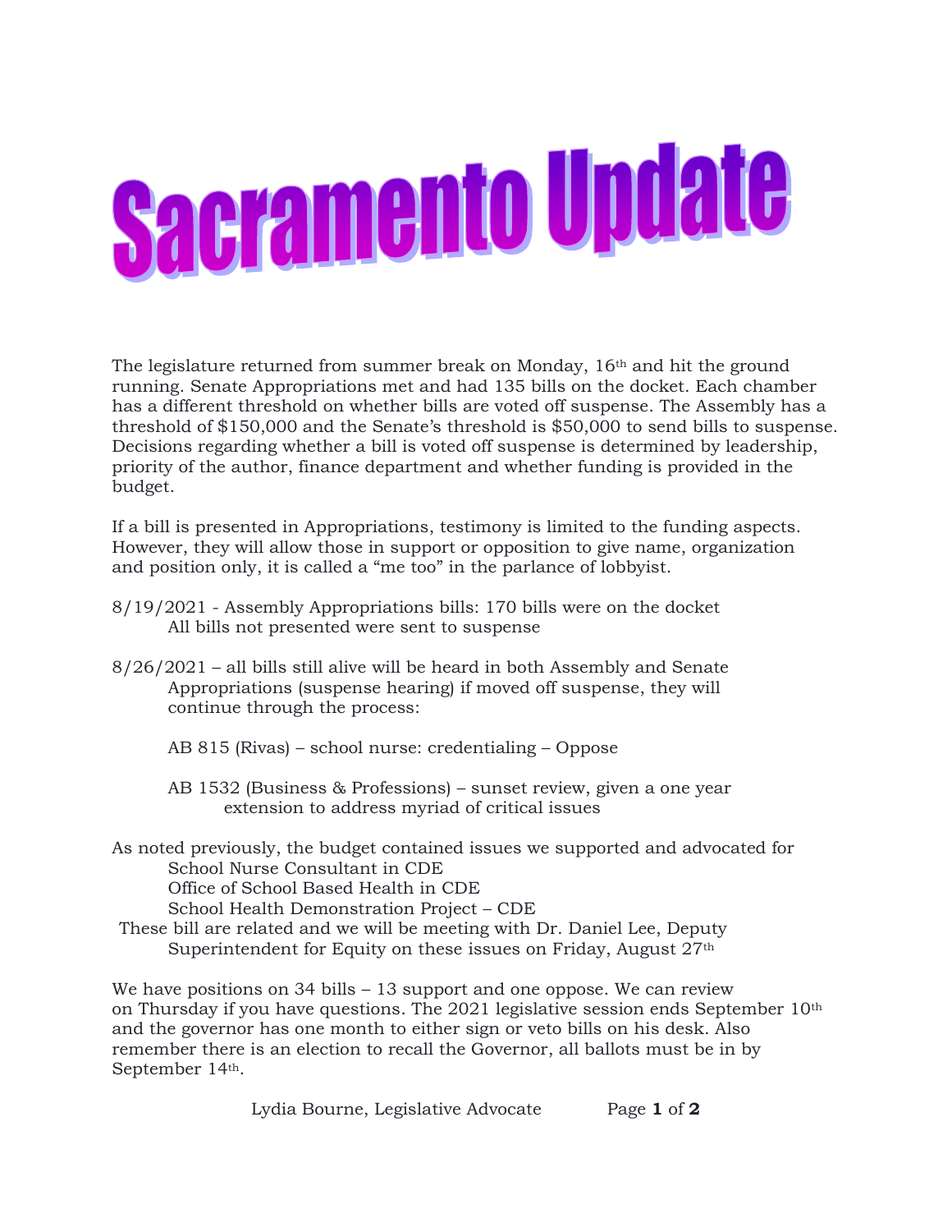# Sacramento Update

The legislature returned from summer break on Monday, 16th and hit the ground running. Senate Appropriations met and had 135 bills on the docket. Each chamber has a different threshold on whether bills are voted off suspense. The Assembly has a threshold of $150,000 and the Senate's threshold is $50,000 to send bills to suspense. Decisions regarding whether a bill is voted off suspense is determined by leadership, priority of the author, finance department and whether funding is provided in the budget.

If a bill is presented in Appropriations, testimony is limited to the funding aspects. However, they will allow those in support or opposition to give name, organization and position only, it is called a "me too" in the parlance of lobbyist.

8/19/2021 - Assembly Appropriations bills: 170 bills were on the docket
    All bills not presented were sent to suspense

8/26/2021 – all bills still alive will be heard in both Assembly and Senate
    Appropriations (suspense hearing) if moved off suspense, they will
    continue through the process:

    AB 815 (Rivas) – school nurse: credentialing – Oppose

    AB 1532 (Business & Professions) – sunset review, given a one year
        extension to address myriad of critical issues

As noted previously, the budget contained issues we supported and advocated for
    School Nurse Consultant in CDE
    Office of School Based Health in CDE
    School Health Demonstration Project – CDE

These bill are related and we will be meeting with Dr. Daniel Lee, Deputy
    Superintendent for Equity on these issues on Friday, August 27th

We have positions on 34 bills – 13 support and one oppose. We can review on Thursday if you have questions. The 2021 legislative session ends September 10th and the governor has one month to either sign or veto bills on his desk. Also remember there is an election to recall the Governor, all ballots must be in by September 14th.

Lydia Bourne, Legislative Advocate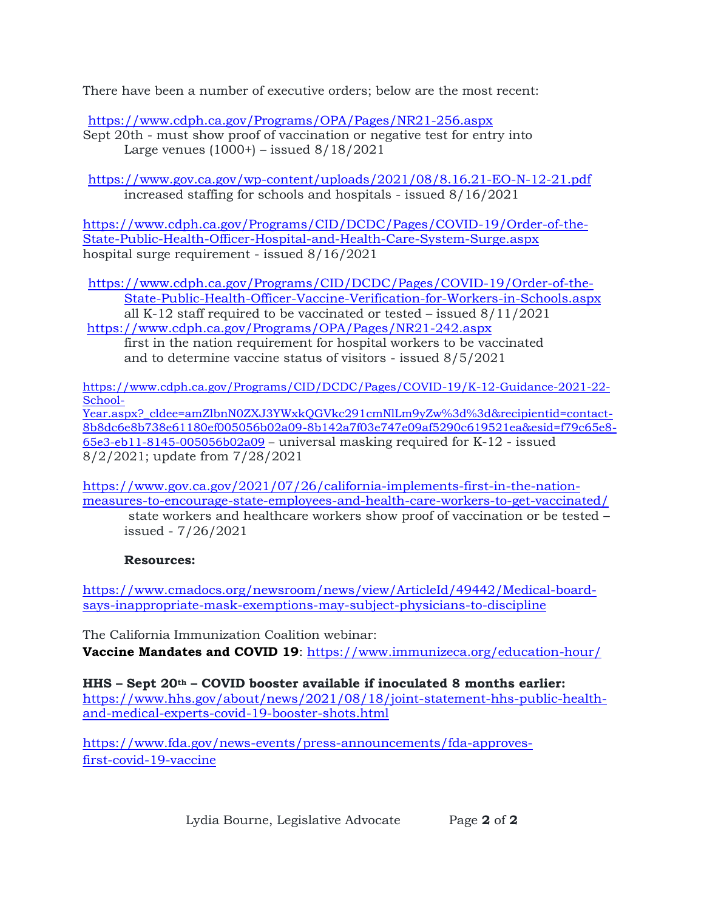There have been a number of executive orders; below are the most recent:

https://www.cdph.ca.gov/Programs/OPA/Pages/NR21-256.aspx
Sept 20th - must show proof of vaccination or negative test for entry into Large venues (1000+) – issued 8/18/2021

https://www.gov.ca.gov/wp-content/uploads/2021/08/8.16.21-EO-N-12-21.pdf
increased staffing for schools and hospitals - issued 8/16/2021

https://www.cdph.ca.gov/Programs/CID/DCDC/Pages/COVID-19/Order-of-the-State-Public-Health-Officer-Hospital-and-Health-Care-System-Surge.aspx
hospital surge requirement - issued 8/16/2021

https://www.cdph.ca.gov/Programs/CID/DCDC/Pages/COVID-19/Order-of-the-State-Public-Health-Officer-Vaccine-Verification-for-Workers-in-Schools.aspx
all K-12 staff required to be vaccinated or tested – issued 8/11/2021

https://www.cdph.ca.gov/Programs/OPA/Pages/NR21-242.aspx
first in the nation requirement for hospital workers to be vaccinated and to determine vaccine status of visitors - issued 8/5/2021

https://www.cdph.ca.gov/Programs/CID/DCDC/Pages/COVID-19/K-12-Guidance-2021-22-School-Year.aspx?_cldee=amZlbnN0ZXJ3YWxkQGVkc291cmNlLm9yZw%3d%3d&recipientid=contact-8b8dc6e8b738e61180ef005056b02a09-8b142a7f03e747e09af5290c619521ea&esid=f79c65e8-65e3-eb11-8145-005056b02a09 – universal masking required for K-12 - issued 8/2/2021; update from 7/28/2021

https://www.gov.ca.gov/2021/07/26/california-implements-first-in-the-nation-measures-to-encourage-state-employees-and-health-care-workers-to-get-vaccinated/
state workers and healthcare workers show proof of vaccination or be tested – issued - 7/26/2021

**Resources:**

https://www.cmadocs.org/newsroom/news/view/ArticleId/49442/Medical-board-says-inappropriate-mask-exemptions-may-subject-physicians-to-discipline

The California Immunization Coalition webinar:
**Vaccine Mandates and COVID 19**: https://www.immunizeca.org/education-hour/

**HHS – Sept 20th – COVID booster available if inoculated 8 months earlier:**
https://www.hhs.gov/about/news/2021/08/18/joint-statement-hhs-public-health-and-medical-experts-covid-19-booster-shots.html

https://www.fda.gov/news-events/press-announcements/fda-approves-first-covid-19-vaccine